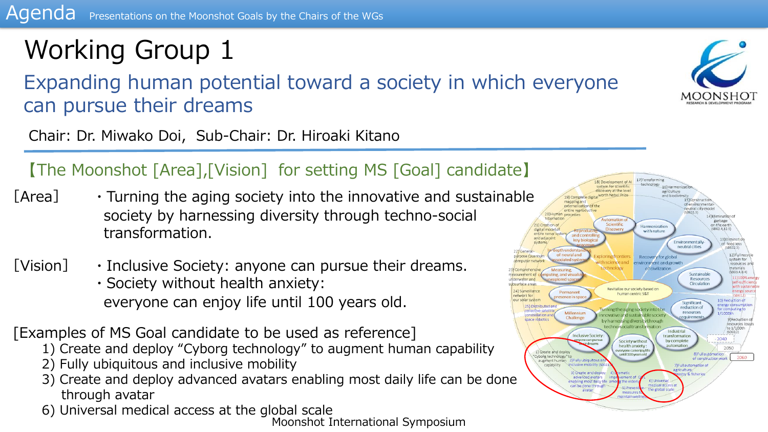Agenda Presentations on the Moonshot Goals by the Chairs of the WGs

# Working Group 1

## Expanding human potential toward a society in which everyone can pursue their dreams

Chair: Dr. Miwako Doi, Sub-Chair: Dr. Hiroaki Kitano

### 【The Moonshot [Area],[Vision] for setting MS [Goal] candidate】

[Area]
- Turning the aging society into the innovative and sustainable society by harnessing diversity through techno-social transformation.

[Vision]
- Inclusive Society: anyone can pursue their dreams.
- Society without health anxiety: everyone can enjoy life until 100 years old.

[Examples of MS Goal candidate to be used as reference]

1) Create and deploy “Cyborg technology” to augment human capability
2) Fully ubiquitous and inclusive mobility
3) Create and deploy advanced avatars enabling most daily life can be done through avatar
6) Universal medical access at the global scale

Moonshot International Symposium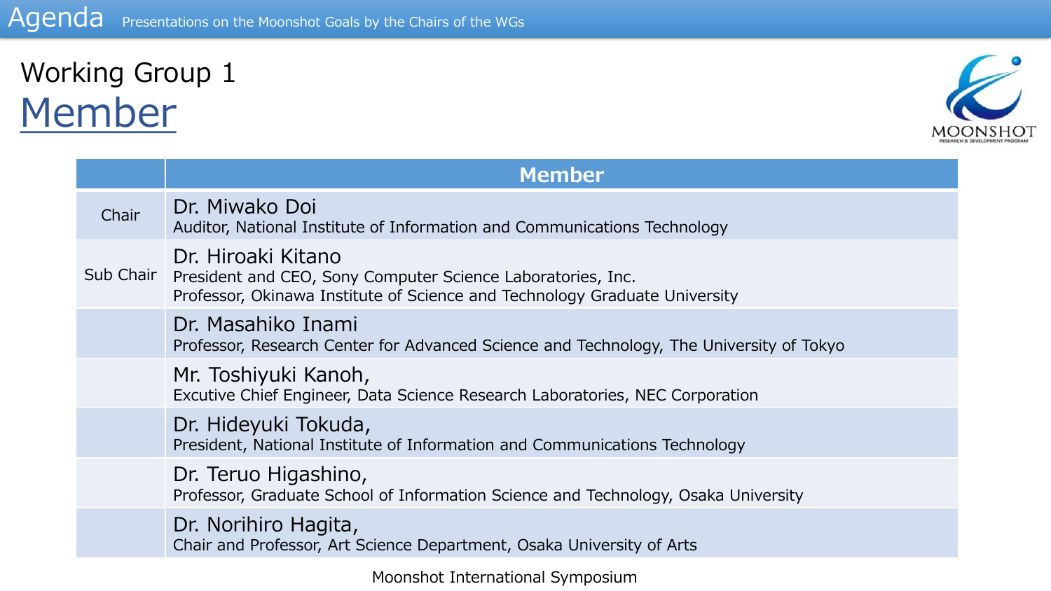Agenda Presentations on the Moonshot Goals by the Chairs of the WGs

# Working Group 1
## Member

| | Member |
|---|---|
| Chair | Dr. Miwako Doi<br>Auditor, National Institute of Information and Communications Technology |
| Sub Chair | Dr. Hiroaki Kitano<br>President and CEO, Sony Computer Science Laboratories, Inc.<br>Professor, Okinawa Institute of Science and Technology Graduate University |
| | Dr. Masahiko Inami<br>Professor, Research Center for Advanced Science and Technology, The University of Tokyo |
| | Mr. Toshiyuki Kanoh,<br>Excutive Chief Engineer, Data Science Research Laboratories, NEC Corporation |
| | Dr. Hideyuki Tokuda,<br>President, National Institute of Information and Communications Technology |
| | Dr. Teruo Higashino,<br>Professor, Graduate School of Information Science and Technology, Osaka University |
| | Dr. Norihiro Hagita,<br>Chair and Professor, Art Science Department, Osaka University of Arts |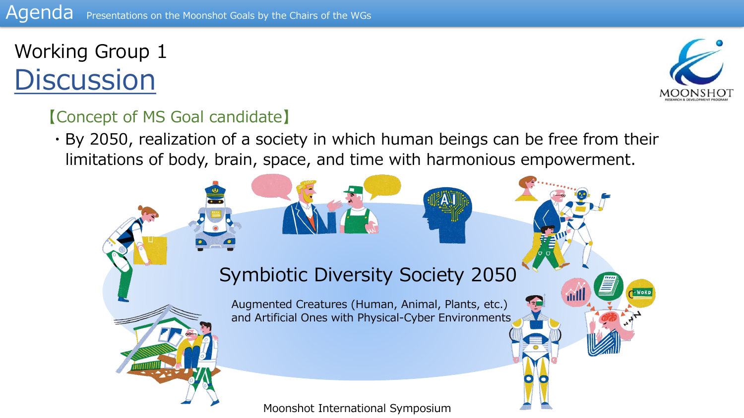# Agenda

Presentations on the Moonshot Goals by the Chairs of the WGs

## Working Group 1

## Discussion

【Concept of MS Goal candidate】

・By 2050, realization of a society in which human beings can be free from their limitations of body, brain, space, and time with harmonious empowerment.

Symbiotic Diversity Society 2050

Augmented Creatures (Human, Animal, Plants, etc.) and Artificial Ones with Physical-Cyber Environments

Moonshot International Symposium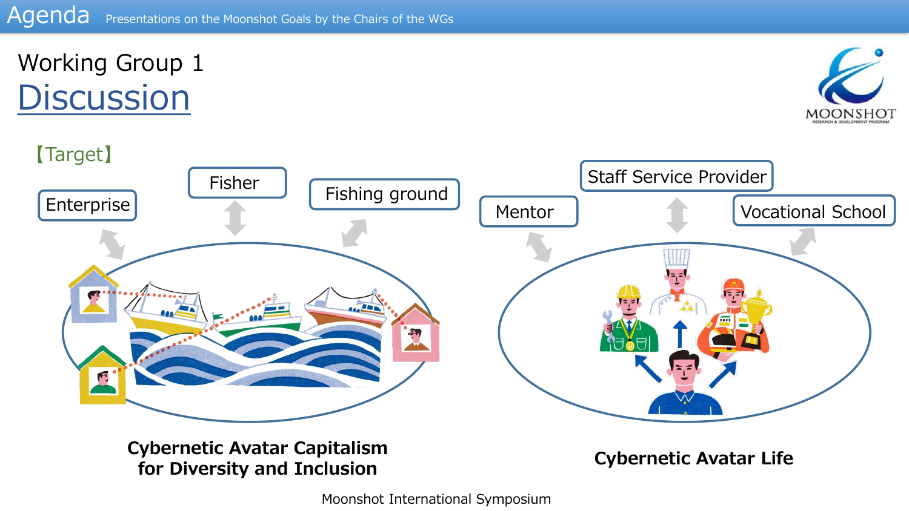# Agenda

Presentations on the Moonshot Goals by the Chairs of the WGs

## Working Group 1

## Discussion

【Target】

Enterprise

Fisher

Fishing ground

Mentor

Staff Service Provider

Vocational School

**Cybernetic Avatar Capitalism for Diversity and Inclusion**

**Cybernetic Avatar Life**

Moonshot International Symposium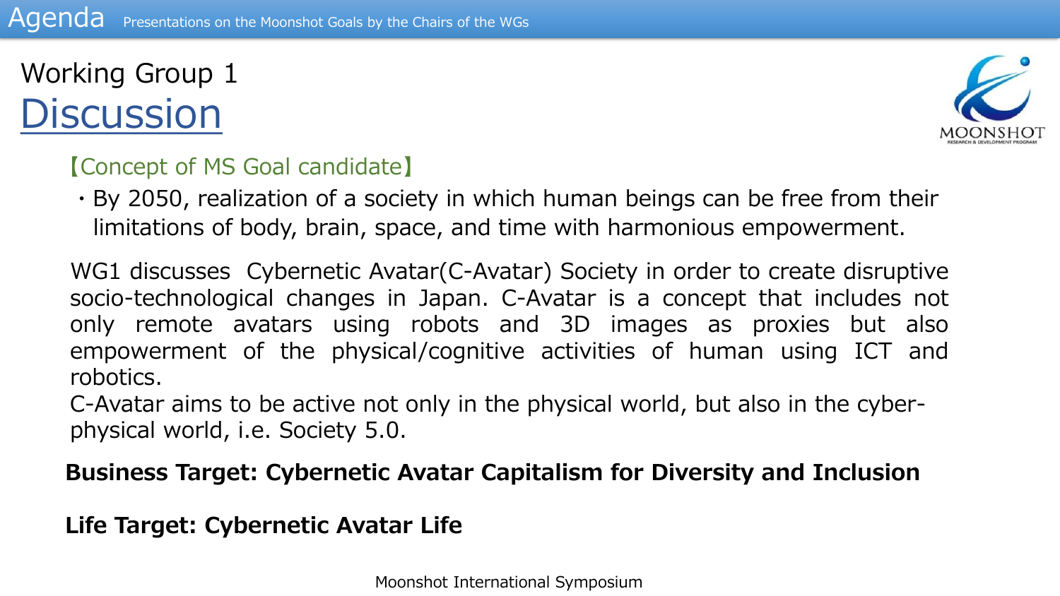Agenda Presentations on the Moonshot Goals by the Chairs of the WGs

# Working Group 1 Discussion

【Concept of MS Goal candidate】

- By 2050, realization of a society in which human beings can be free from their limitations of body, brain, space, and time with harmonious empowerment.

WG1 discusses Cybernetic Avatar(C-Avatar) Society in order to create disruptive socio-technological changes in Japan. C-Avatar is a concept that includes not only remote avatars using robots and 3D images as proxies but also empowerment of the physical/cognitive activities of human using ICT and robotics.

C-Avatar aims to be active not only in the physical world, but also in the cyber-physical world, i.e. Society 5.0.

**Business Target: Cybernetic Avatar Capitalism for Diversity and Inclusion**

**Life Target: Cybernetic Avatar Life**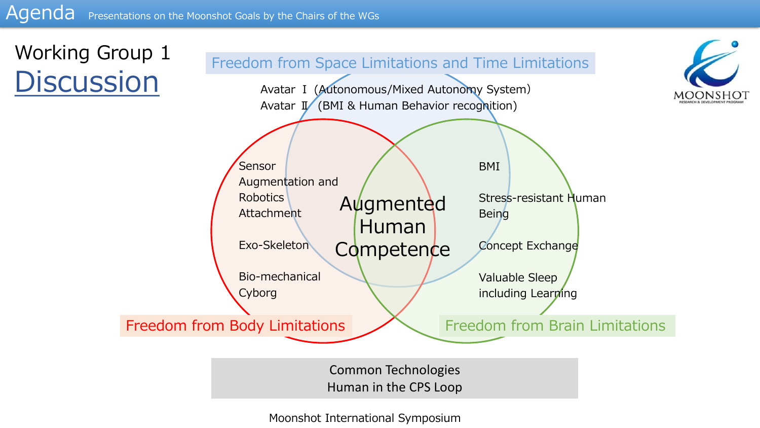# Agenda

Presentations on the Moonshot Goals by the Chairs of the WGs

## Working Group 1

## Discussion

### Freedom from Space Limitations and Time Limitations

- Avatar Ⅰ (Autonomous/Mixed Autonomy System)
- Avatar Ⅱ (BMI & Human Behavior recognition)

### Freedom from Body Limitations

- Sensor Augmentation and Robotics Attachment
- Exo-Skeleton
- Bio-mechanical Cyborg

### Freedom from Brain Limitations

- BMI
- Stress-resistant Human Being
- Concept Exchange
- Valuable Sleep including Learning

### Augmented Human Competence

Common Technologies
Human in the CPS Loop

Moonshot International Symposium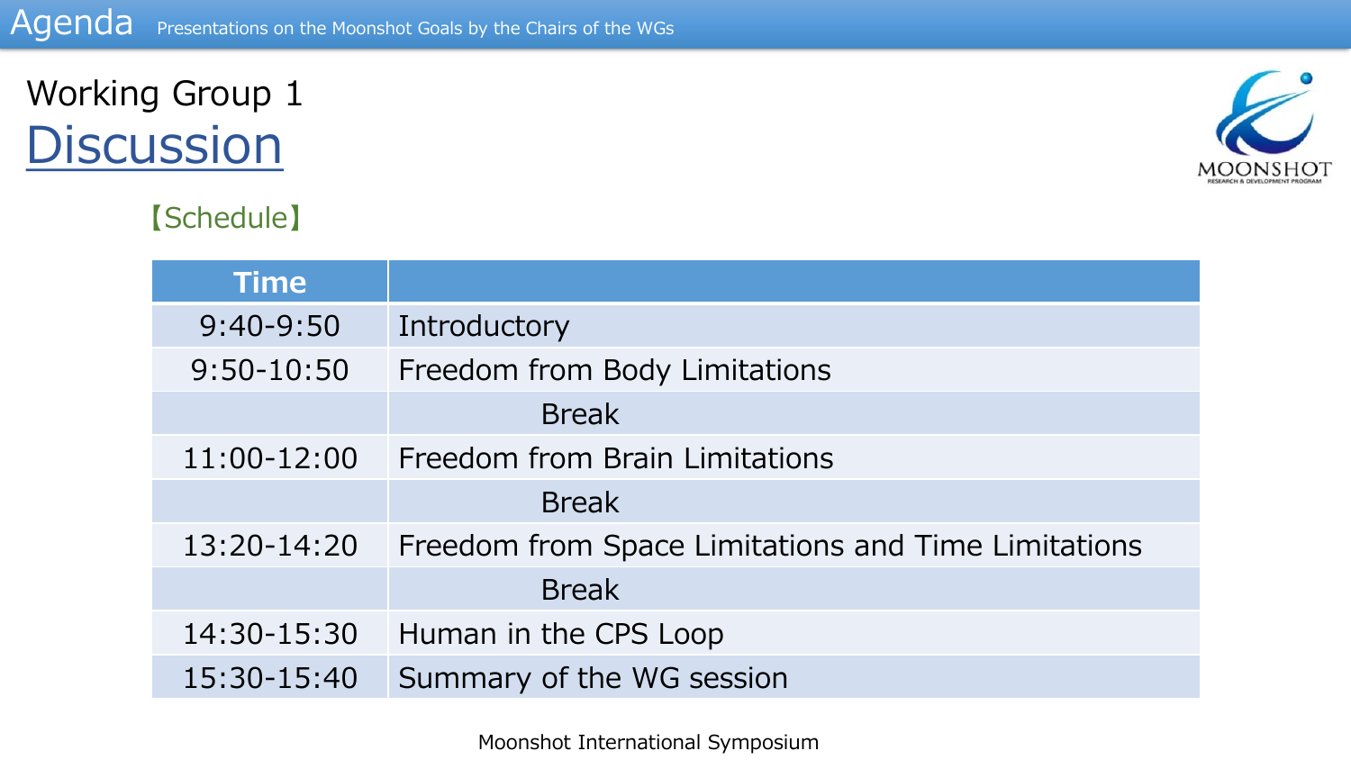# Agenda

Presentations on the Moonshot Goals by the Chairs of the WGs

## Working Group 1

## Discussion

【Schedule】

| Time | |
|---|---|
| 9:40-9:50 | Introductory |
| 9:50-10:50 | Freedom from Body Limitations |
| | Break |
| 11:00-12:00 | Freedom from Brain Limitations |
| | Break |
| 13:20-14:20 | Freedom from Space Limitations and Time Limitations |
| | Break |
| 14:30-15:30 | Human in the CPS Loop |
| 15:30-15:40 | Summary of the WG session |

Moonshot International Symposium